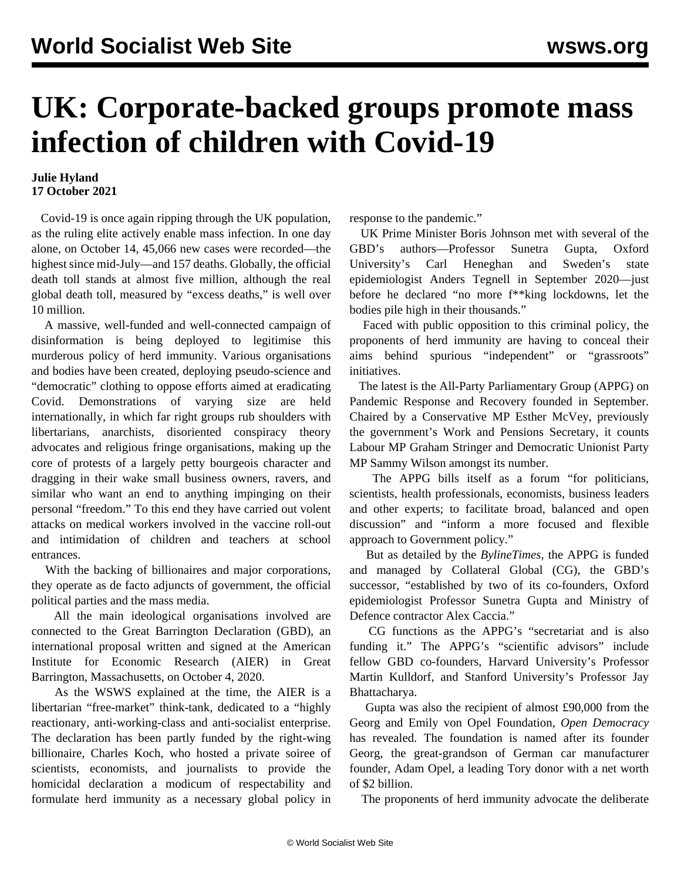# UK: Corporate-backed groups promote mass infection of children with Covid-19

**Julie Hyland**
**17 October 2021**

Covid-19 is once again ripping through the UK population, as the ruling elite actively enable mass infection. In one day alone, on October 14, 45,066 new cases were recorded—the highest since mid-July—and 157 deaths. Globally, the official death toll stands at almost five million, although the real global death toll, measured by "excess deaths," is well over 10 million.

A massive, well-funded and well-connected campaign of disinformation is being deployed to legitimise this murderous policy of herd immunity. Various organisations and bodies have been created, deploying pseudo-science and "democratic" clothing to oppose efforts aimed at eradicating Covid. Demonstrations of varying size are held internationally, in which far right groups rub shoulders with libertarians, anarchists, disoriented conspiracy theory advocates and religious fringe organisations, making up the core of protests of a largely petty bourgeois character and dragging in their wake small business owners, ravers, and similar who want an end to anything impinging on their personal "freedom." To this end they have carried out volent attacks on medical workers involved in the vaccine roll-out and intimidation of children and teachers at school entrances.

With the backing of billionaires and major corporations, they operate as de facto adjuncts of government, the official political parties and the mass media.

All the main ideological organisations involved are connected to the Great Barrington Declaration (GBD), an international proposal written and signed at the American Institute for Economic Research (AIER) in Great Barrington, Massachusetts, on October 4, 2020.

As the WSWS explained at the time, the AIER is a libertarian "free-market" think-tank, dedicated to a "highly reactionary, anti-working-class and anti-socialist enterprise. The declaration has been partly funded by the right-wing billionaire, Charles Koch, who hosted a private soiree of scientists, economists, and journalists to provide the homicidal declaration a modicum of respectability and formulate herd immunity as a necessary global policy in response to the pandemic."

UK Prime Minister Boris Johnson met with several of the GBD's authors—Professor Sunetra Gupta, Oxford University's Carl Heneghan and Sweden's state epidemiologist Anders Tegnell in September 2020—just before he declared "no more f**king lockdowns, let the bodies pile high in their thousands."

Faced with public opposition to this criminal policy, the proponents of herd immunity are having to conceal their aims behind spurious "independent" or "grassroots" initiatives.

The latest is the All-Party Parliamentary Group (APPG) on Pandemic Response and Recovery founded in September. Chaired by a Conservative MP Esther McVey, previously the government's Work and Pensions Secretary, it counts Labour MP Graham Stringer and Democratic Unionist Party MP Sammy Wilson amongst its number.

The APPG bills itself as a forum "for politicians, scientists, health professionals, economists, business leaders and other experts; to facilitate broad, balanced and open discussion" and "inform a more focused and flexible approach to Government policy."

But as detailed by the *BylineTimes*, the APPG is funded and managed by Collateral Global (CG), the GBD's successor, "established by two of its co-founders, Oxford epidemiologist Professor Sunetra Gupta and Ministry of Defence contractor Alex Caccia."

CG functions as the APPG's "secretariat and is also funding it." The APPG's "scientific advisors" include fellow GBD co-founders, Harvard University's Professor Martin Kulldorf, and Stanford University's Professor Jay Bhattacharya.

Gupta was also the recipient of almost £90,000 from the Georg and Emily von Opel Foundation, *Open Democracy* has revealed. The foundation is named after its founder Georg, the great-grandson of German car manufacturer founder, Adam Opel, a leading Tory donor with a net worth of $2 billion.

The proponents of herd immunity advocate the deliberate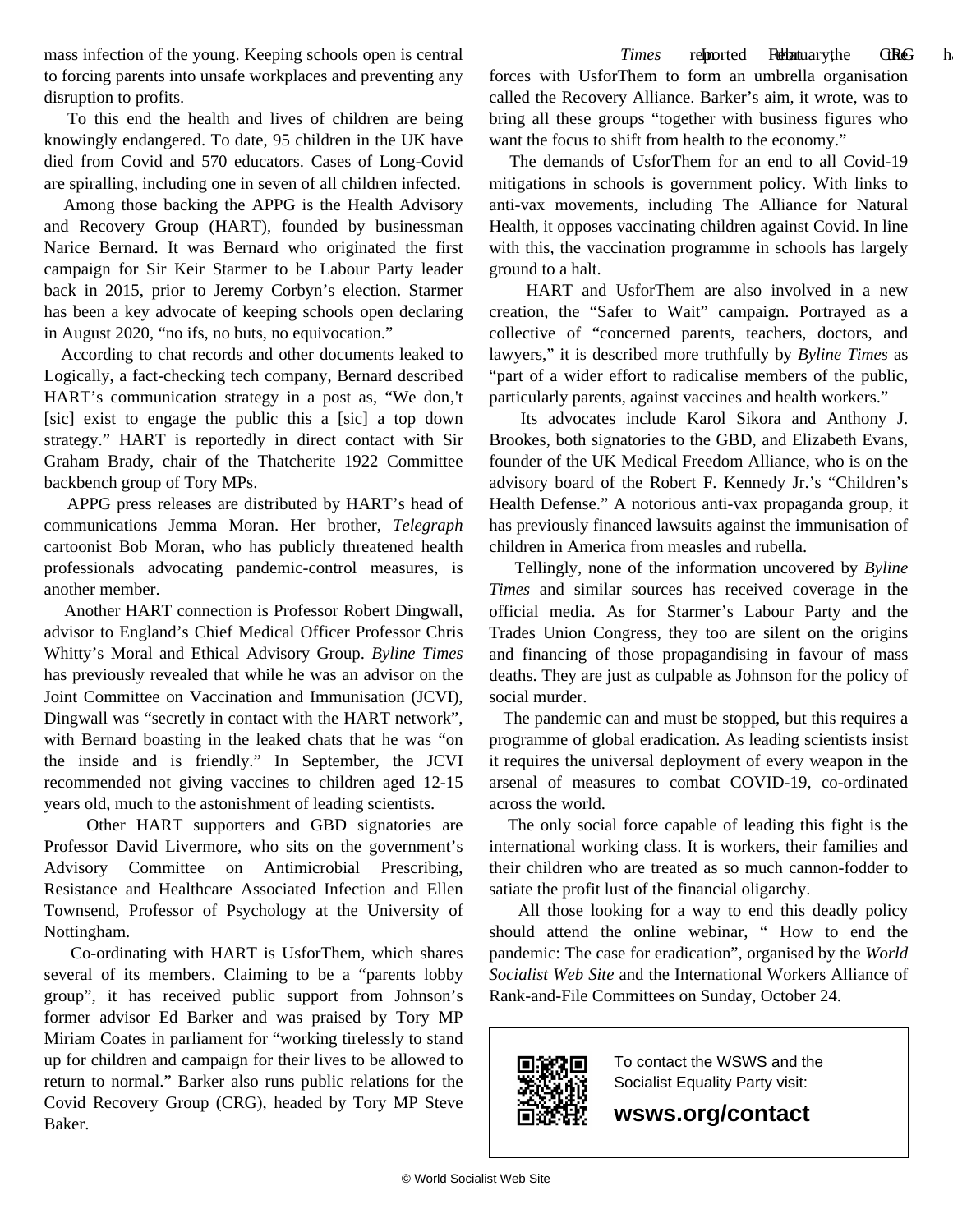mass infection of the young. Keeping schools open is central to forcing parents into unsafe workplaces and preventing any disruption to profits.

To this end the health and lives of children are being knowingly endangered. To date, 95 children in the UK have died from Covid and 570 educators. Cases of Long-Covid are spiralling, including one in seven of all children infected.

Among those backing the APPG is the Health Advisory and Recovery Group (HART), founded by businessman Narice Bernard. It was Bernard who originated the first campaign for Sir Keir Starmer to be Labour Party leader back in 2015, prior to Jeremy Corbyn's election. Starmer has been a key advocate of keeping schools open declaring in August 2020, "no ifs, no buts, no equivocation."

According to chat records and other documents leaked to Logically, a fact-checking tech company, Bernard described HART's communication strategy in a post as, "We don,'t [sic] exist to engage the public this a [sic] a top down strategy." HART is reportedly in direct contact with Sir Graham Brady, chair of the Thatcherite 1922 Committee backbench group of Tory MPs.

APPG press releases are distributed by HART's head of communications Jemma Moran. Her brother, *Telegraph* cartoonist Bob Moran, who has publicly threatened health professionals advocating pandemic-control measures, is another member.

Another HART connection is Professor Robert Dingwall, advisor to England's Chief Medical Officer Professor Chris Whitty's Moral and Ethical Advisory Group. *Byline Times* has previously revealed that while he was an advisor on the Joint Committee on Vaccination and Immunisation (JCVI), Dingwall was "secretly in contact with the HART network", with Bernard boasting in the leaked chats that he was "on the inside and is friendly." In September, the JCVI recommended not giving vaccines to children aged 12-15 years old, much to the astonishment of leading scientists.

Other HART supporters and GBD signatories are Professor David Livermore, who sits on the government's Advisory Committee on Antimicrobial Prescribing, Resistance and Healthcare Associated Infection and Ellen Townsend, Professor of Psychology at the University of Nottingham.

Co-ordinating with HART is UsforThem, which shares several of its members. Claiming to be a "parents lobby group", it has received public support from Johnson's former advisor Ed Barker and was praised by Tory MP Miriam Coates in parliament for "working tirelessly to stand up for children and campaign for their lives to be allowed to return to normal." Barker also runs public relations for the Covid Recovery Group (CRG), headed by Tory MP Steve Baker.

*Times* reported in February that the CRG has joined forces with UsforThem to form an umbrella organisation called the Recovery Alliance. Barker's aim, it wrote, was to bring all these groups "together with business figures who want the focus to shift from health to the economy."

The demands of UsforThem for an end to all Covid-19 mitigations in schools is government policy. With links to anti-vax movements, including The Alliance for Natural Health, it opposes vaccinating children against Covid. In line with this, the vaccination programme in schools has largely ground to a halt.

HART and UsforThem are also involved in a new creation, the "Safer to Wait" campaign. Portrayed as a collective of "concerned parents, teachers, doctors, and lawyers," it is described more truthfully by *Byline Times* as "part of a wider effort to radicalise members of the public, particularly parents, against vaccines and health workers."

Its advocates include Karol Sikora and Anthony J. Brookes, both signatories to the GBD, and Elizabeth Evans, founder of the UK Medical Freedom Alliance, who is on the advisory board of the Robert F. Kennedy Jr.'s "Children's Health Defense." A notorious anti-vax propaganda group, it has previously financed lawsuits against the immunisation of children in America from measles and rubella.

Tellingly, none of the information uncovered by *Byline Times* and similar sources has received coverage in the official media. As for Starmer's Labour Party and the Trades Union Congress, they too are silent on the origins and financing of those propagandising in favour of mass deaths. They are just as culpable as Johnson for the policy of social murder.

The pandemic can and must be stopped, but this requires a programme of global eradication. As leading scientists insist it requires the universal deployment of every weapon in the arsenal of measures to combat COVID-19, co-ordinated across the world.

The only social force capable of leading this fight is the international working class. It is workers, their families and their children who are treated as so much cannon-fodder to satiate the profit lust of the financial oligarchy.

All those looking for a way to end this deadly policy should attend the online webinar, " How to end the pandemic: The case for eradication", organised by the *World Socialist Web Site* and the International Workers Alliance of Rank-and-File Committees on Sunday, October 24.

To contact the WSWS and the Socialist Equality Party visit:

**wsws.org/contact**